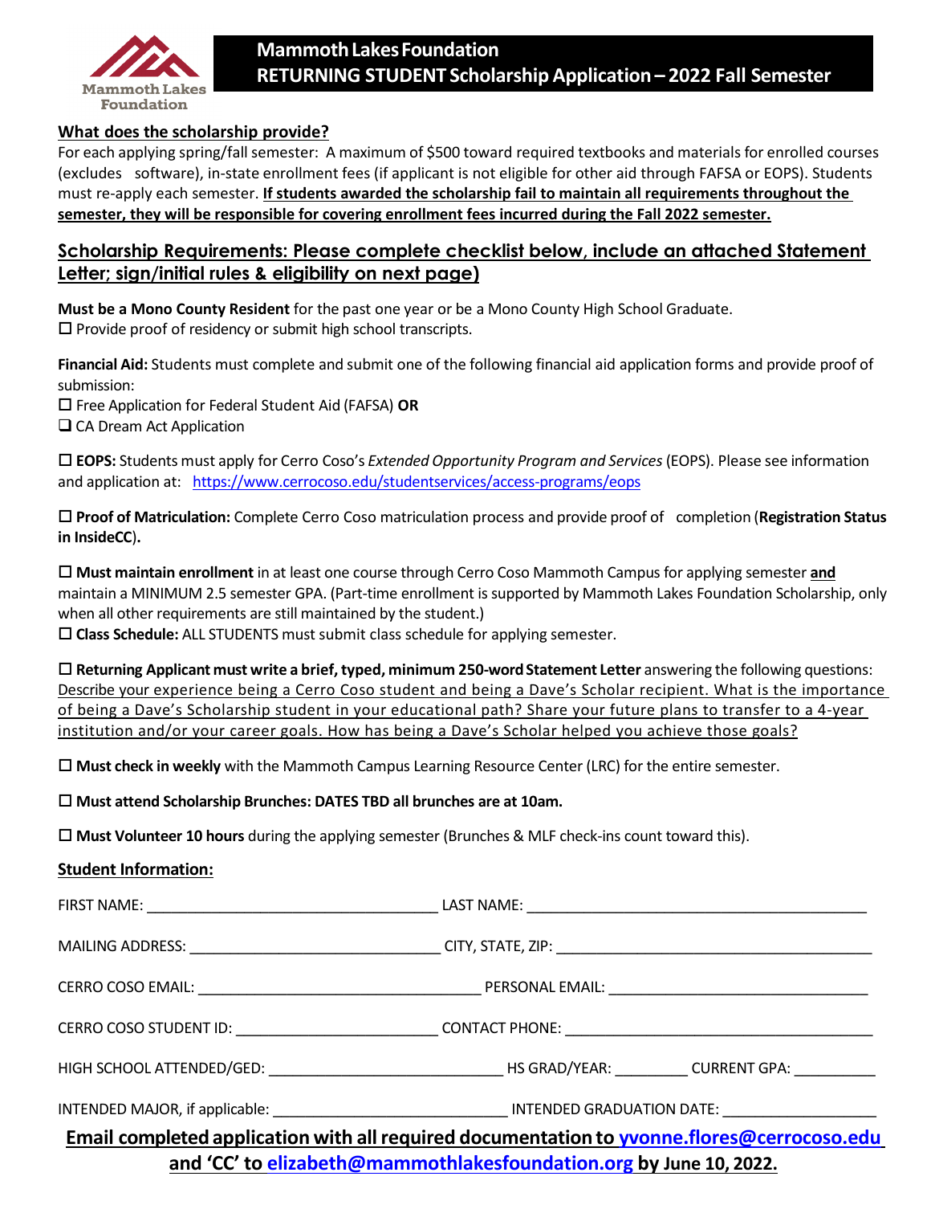# Mammoth Lakes Foundation
## RETURNING STUDENT Scholarship Application – 2022 Fall Semester

### What does the scholarship provide?

For each applying spring/fall semester: A maximum of $500 toward required textbooks and materials for enrolled courses (excludes software), in-state enrollment fees (if applicant is not eligible for other aid through FAFSA or EOPS). Students must re-apply each semester. **If students awarded the scholarship fail to maintain all requirements throughout the semester, they will be responsible for covering enrollment fees incurred during the Fall 2022 semester.**

### Scholarship Requirements: Please complete checklist below, include an attached Statement Letter; sign/initial rules & eligibility on next page)

**Must be a Mono County Resident** for the past one year or be a Mono County High School Graduate.

☐ Provide proof of residency or submit high school transcripts.

**Financial Aid:** Students must complete and submit one of the following financial aid application forms and provide proof of submission:

☐ Free Application for Federal Student Aid (FAFSA) **OR**

☐ CA Dream Act Application

☐ **EOPS:** Students must apply for Cerro Coso's *Extended Opportunity Program and Services* (EOPS). Please see information and application at: https://www.cerrocoso.edu/studentservices/access-programs/eops

☐ **Proof of Matriculation:** Complete Cerro Coso matriculation process and provide proof of completion (**Registration Status in InsideCC**).

☐ **Must maintain enrollment** in at least one course through Cerro Coso Mammoth Campus for applying semester **and** maintain a MINIMUM 2.5 semester GPA. (Part-time enrollment is supported by Mammoth Lakes Foundation Scholarship, only when all other requirements are still maintained by the student.)

☐ **Class Schedule:** ALL STUDENTS must submit class schedule for applying semester.

☐ **Returning Applicant must write a brief, typed, minimum 250-word Statement Letter** answering the following questions: Describe your experience being a Cerro Coso student and being a Dave's Scholar recipient. What is the importance of being a Dave's Scholarship student in your educational path? Share your future plans to transfer to a 4-year institution and/or your career goals. How has being a Dave's Scholar helped you achieve those goals?

☐ **Must check in weekly** with the Mammoth Campus Learning Resource Center (LRC) for the entire semester.

☐ **Must attend Scholarship Brunches: DATES TBD all brunches are at 10am.**

☐ **Must Volunteer 10 hours** during the applying semester (Brunches & MLF check-ins count toward this).

### Student Information:

FIRST NAME: ______________________ LAST NAME: ______________________

MAILING ADDRESS: ______________________ CITY, STATE, ZIP: ______________________

CERRO COSO EMAIL: ______________________ PERSONAL EMAIL: ______________________

CERRO COSO STUDENT ID: ______________________ CONTACT PHONE: ______________________

HIGH SCHOOL ATTENDED/GED: ______________________ HS GRAD/YEAR: ________ CURRENT GPA: ________

INTENDED MAJOR, if applicable: ______________________ INTENDED GRADUATION DATE: ______________

**Email completed application with all required documentation to yvonne.flores@cerrocoso.edu and 'CC' to elizabeth@mammothlakesfoundation.org by June 10, 2022.**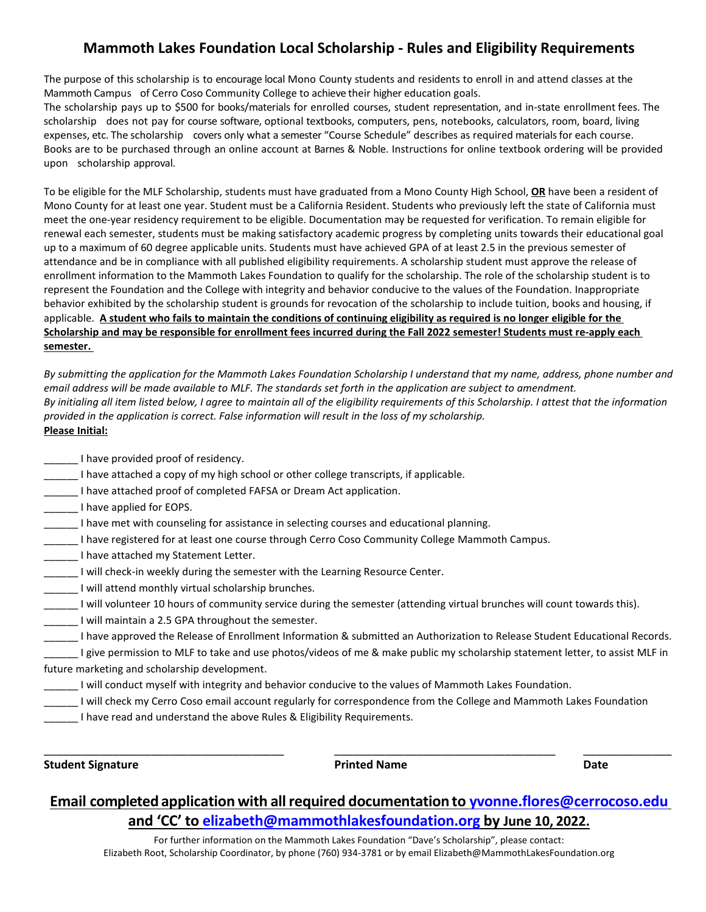## Mammoth Lakes Foundation Local Scholarship - Rules and Eligibility Requirements

The purpose of this scholarship is to encourage local Mono County students and residents to enroll in and attend classes at the Mammoth Campus of Cerro Coso Community College to achieve their higher education goals.
The scholarship pays up to $500 for books/materials for enrolled courses, student representation, and in-state enrollment fees. The scholarship does not pay for course software, optional textbooks, computers, pens, notebooks, calculators, room, board, living expenses, etc. The scholarship covers only what a semester "Course Schedule" describes as required materials for each course. Books are to be purchased through an online account at Barnes & Noble. Instructions for online textbook ordering will be provided upon scholarship approval.

To be eligible for the MLF Scholarship, students must have graduated from a Mono County High School, **<u>OR</u>** have been a resident of Mono County for at least one year. Student must be a California Resident. Students who previously left the state of California must meet the one-year residency requirement to be eligible. Documentation may be requested for verification. To remain eligible for renewal each semester, students must be making satisfactory academic progress by completing units towards their educational goal up to a maximum of 60 degree applicable units. Students must have achieved GPA of at least 2.5 in the previous semester of attendance and be in compliance with all published eligibility requirements. A scholarship student must approve the release of enrollment information to the Mammoth Lakes Foundation to qualify for the scholarship. The role of the scholarship student is to represent the Foundation and the College with integrity and behavior conducive to the values of the Foundation. Inappropriate behavior exhibited by the scholarship student is grounds for revocation of the scholarship to include tuition, books and housing, if applicable. **<u>A student who fails to maintain the conditions of continuing eligibility as required is no longer eligible for the Scholarship and may be responsible for enrollment fees incurred during the Fall 2022 semester! Students must re-apply each semester.</u>**

*By submitting the application for the Mammoth Lakes Foundation Scholarship I understand that my name, address, phone number and email address will be made available to MLF. The standards set forth in the application are subject to amendment.*
*By initialing all item listed below, I agree to maintain all of the eligibility requirements of this Scholarship. I attest that the information provided in the application is correct. False information will result in the loss of my scholarship.*
**<u>Please Initial:</u>**

______ I have provided proof of residency.
______ I have attached a copy of my high school or other college transcripts, if applicable.
______ I have attached proof of completed FAFSA or Dream Act application.
______ I have applied for EOPS.
______ I have met with counseling for assistance in selecting courses and educational planning.
______ I have registered for at least one course through Cerro Coso Community College Mammoth Campus.
______ I have attached my Statement Letter.
______ I will check-in weekly during the semester with the Learning Resource Center.
______ I will attend monthly virtual scholarship brunches.
______ I will volunteer 10 hours of community service during the semester (attending virtual brunches will count towards this).
______ I will maintain a 2.5 GPA throughout the semester.
______ I have approved the Release of Enrollment Information & submitted an Authorization to Release Student Educational Records.
______ I give permission to MLF to take and use photos/videos of me & make public my scholarship statement letter, to assist MLF in future marketing and scholarship development.
______ I will conduct myself with integrity and behavior conducive to the values of Mammoth Lakes Foundation.
______ I will check my Cerro Coso email account regularly for correspondence from the College and Mammoth Lakes Foundation
______ I have read and understand the above Rules & Eligibility Requirements.

________________________________________ ________________________________________ _______________

**Student Signature** **Printed Name** **Date**

### <u>Email completed application with all required documentation to yvonne.flores@cerrocoso.edu and 'CC' to elizabeth@mammothlakesfoundation.org by June 10, 2022.</u>

For further information on the Mammoth Lakes Foundation "Dave's Scholarship", please contact:
Elizabeth Root, Scholarship Coordinator, by phone (760) 934-3781 or by email Elizabeth@MammothLakesFoundation.org